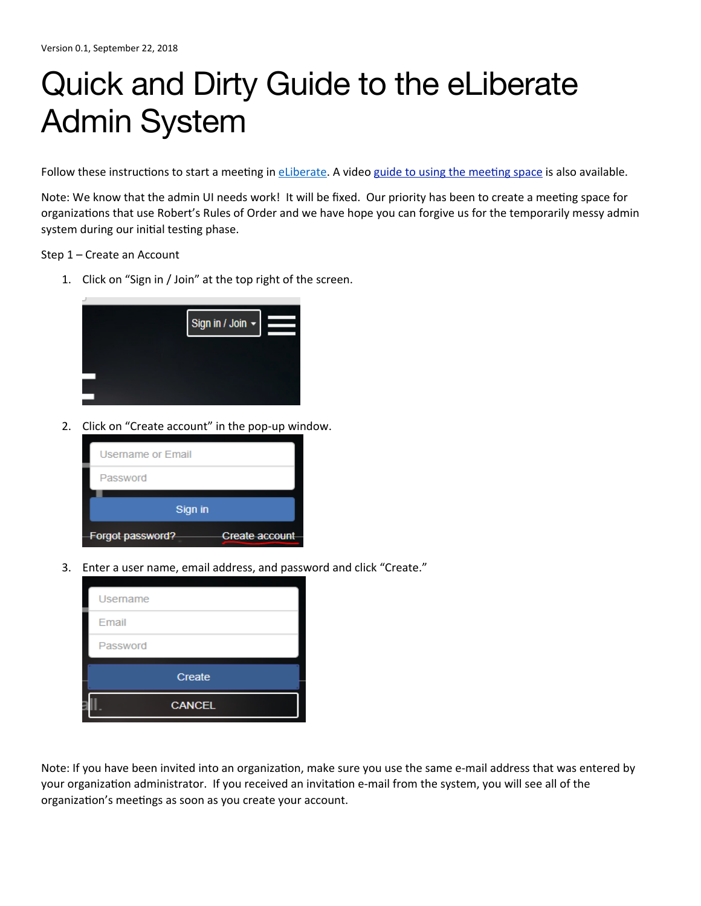Version 0.1, September 22, 2018

# Quick and Dirty Guide to the eLiberate Admin System

Follow these instructions to start a meeting in eLiberate. A video guide to using the meeting space is also available.

Note: We know that the admin UI needs work! It will be fixed. Our priority has been to create a meeting space for organizations that use Robert's Rules of Order and we have hope you can forgive us for the temporarily messy admin system during our initial testing phase.

Step 1 – Create an Account

1. Click on "Sign in / Join" at the top right of the screen.
2. Click on "Create account" in the pop-up window.
3. Enter a user name, email address, and password and click "Create."

Note: If you have been invited into an organization, make sure you use the same e-mail address that was entered by your organization administrator. If you received an invitation e-mail from the system, you will see all of the organization's meetings as soon as you create your account.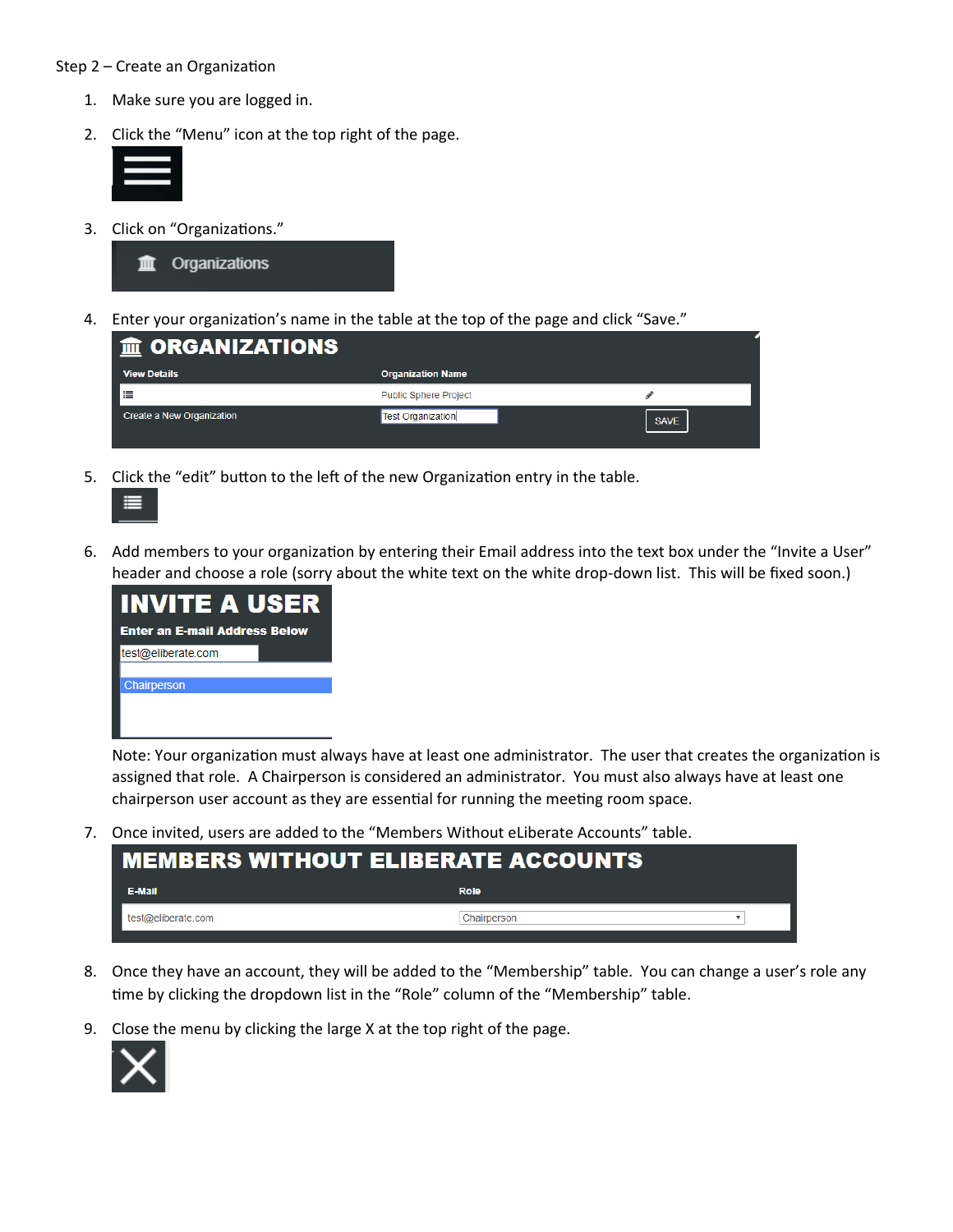Step 2 – Create an Organization

1. Make sure you are logged in.
2. Click the "Menu" icon at the top right of the page.
3. Click on "Organizations."

   Organizations

4. Enter your organization's name in the table at the top of the page and click "Save."

   **ORGANIZATIONS**

   | View Details | Organization Name | |
   |---|---|---|
   | | Public Sphere Project | |
   | Create a New Organization | Test Organization | SAVE |

5. Click the "edit" button to the left of the new Organization entry in the table.
6. Add members to your organization by entering their Email address into the text box under the "Invite a User" header and choose a role (sorry about the white text on the white drop-down list. This will be fixed soon.)

   **INVITE A USER**

   **Enter an E-mail Address Below**

   test@eliberate.com

   Chairperson

   Note: Your organization must always have at least one administrator. The user that creates the organization is assigned that role. A Chairperson is considered an administrator. You must also always have at least one chairperson user account as they are essential for running the meeting room space.

7. Once invited, users are added to the "Members Without eLiberate Accounts" table.

   **MEMBERS WITHOUT ELIBERATE ACCOUNTS**

   | E-Mail | Role |
   |---|---|
   | test@eliberate.com | Chairperson |

8. Once they have an account, they will be added to the "Membership" table. You can change a user's role any time by clicking the dropdown list in the "Role" column of the "Membership" table.
9. Close the menu by clicking the large X at the top right of the page.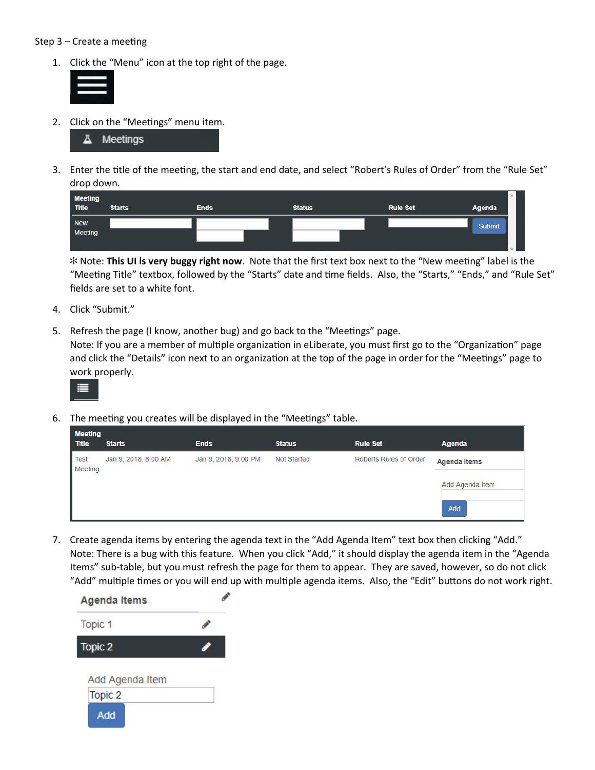Step 3 – Create a meeting

1. Click the “Menu” icon at the top right of the page.

2. Click on the “Meetings” menu item.

3. Enter the title of the meeting, the start and end date, and select “Robert’s Rules of Order” from the “Rule Set” drop down.

   ❊ Note: **This UI is very buggy right now**. Note that the first text box next to the “New meeting” label is the “Meeting Title” textbox, followed by the “Starts” date and time fields. Also, the “Starts,” “Ends,” and “Rule Set” fields are set to a white font.

4. Click “Submit.”

5. Refresh the page (I know, another bug) and go back to the “Meetings” page.
   Note: If you are a member of multiple organization in eLiberate, you must first go to the “Organization” page and click the “Details” icon next to an organization at the top of the page in order for the “Meetings” page to work properly.

6. The meeting you creates will be displayed in the “Meetings” table.

7. Create agenda items by entering the agenda text in the “Add Agenda Item” text box then clicking “Add.”
   Note: There is a bug with this feature. When you click “Add,” it should display the agenda item in the “Agenda Items” sub-table, but you must refresh the page for them to appear. They are saved, however, so do not click “Add” multiple times or you will end up with multiple agenda items. Also, the “Edit” buttons do not work right.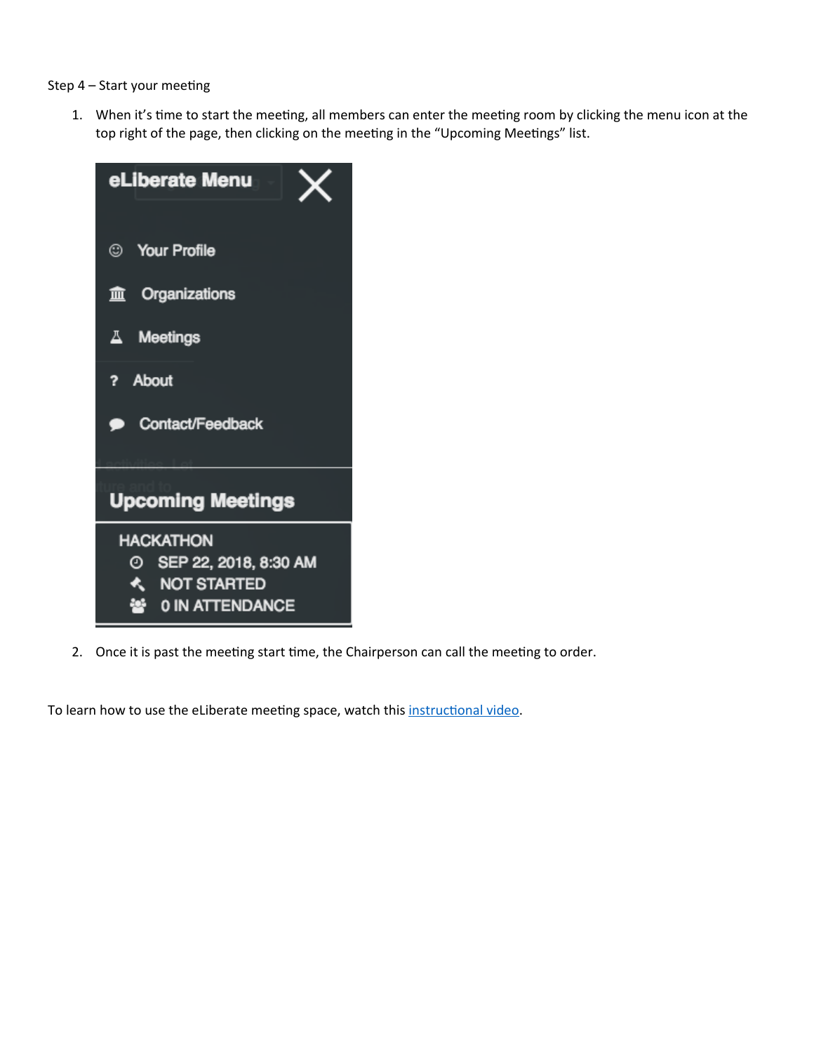Step 4 – Start your meeting

1. When it's time to start the meeting, all members can enter the meeting room by clicking the menu icon at the top right of the page, then clicking on the meeting in the "Upcoming Meetings" list.

2. Once it is past the meeting start time, the Chairperson can call the meeting to order.

To learn how to use the eLiberate meeting space, watch this instructional video.